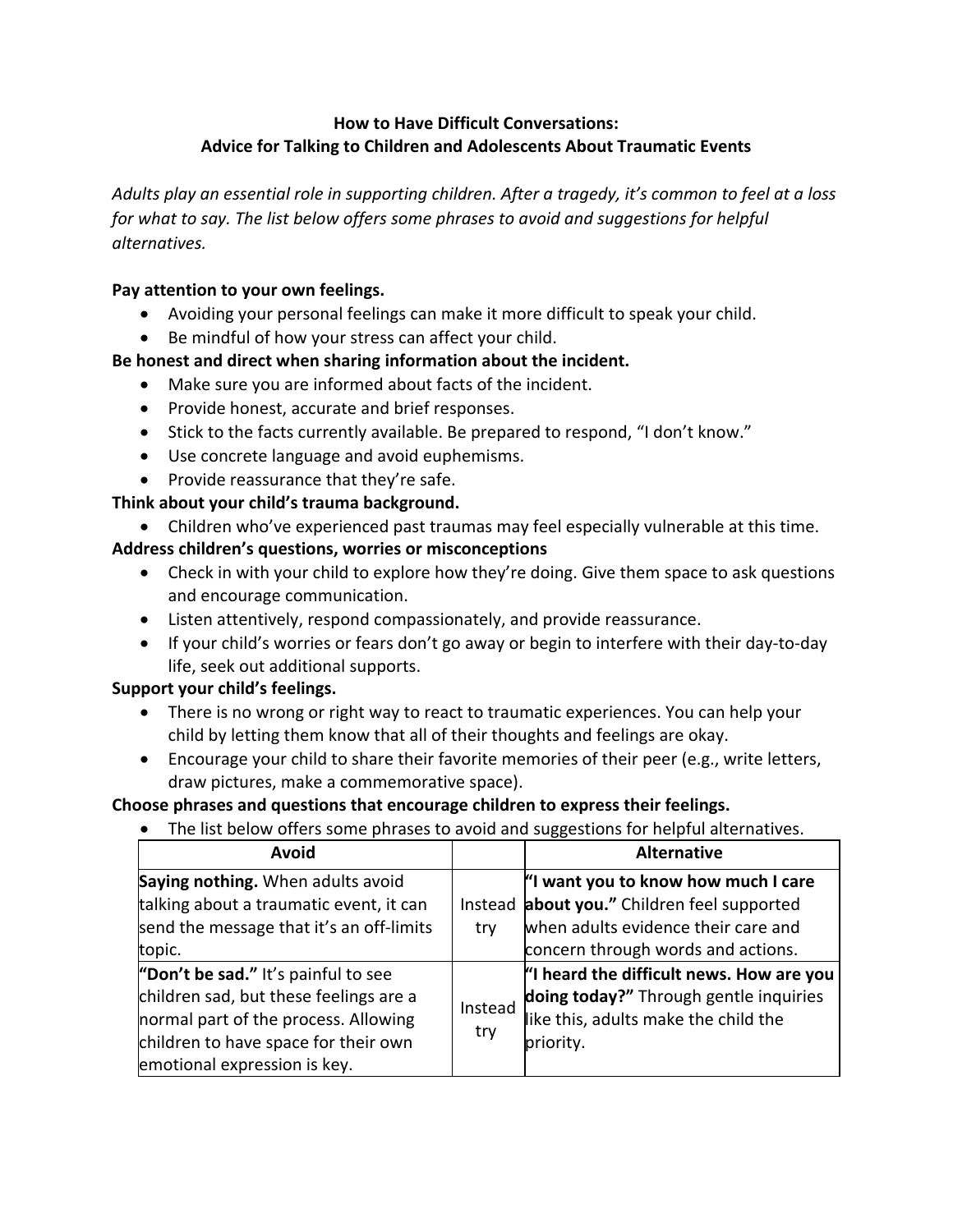# How to Have Difficult Conversations:
## Advice for Talking to Children and Adolescents About Traumatic Events

*Adults play an essential role in supporting children. After a tragedy, it's common to feel at a loss for what to say. The list below offers some phrases to avoid and suggestions for helpful alternatives.*

**Pay attention to your own feelings.**

- Avoiding your personal feelings can make it more difficult to speak your child.
- Be mindful of how your stress can affect your child.

**Be honest and direct when sharing information about the incident.**

- Make sure you are informed about facts of the incident.
- Provide honest, accurate and brief responses.
- Stick to the facts currently available. Be prepared to respond, "I don't know."
- Use concrete language and avoid euphemisms.
- Provide reassurance that they're safe.

**Think about your child's trauma background.**

- Children who've experienced past traumas may feel especially vulnerable at this time.

**Address children's questions, worries or misconceptions**

- Check in with your child to explore how they're doing. Give them space to ask questions and encourage communication.
- Listen attentively, respond compassionately, and provide reassurance.
- If your child's worries or fears don't go away or begin to interfere with their day-to-day life, seek out additional supports.

**Support your child's feelings.**

- There is no wrong or right way to react to traumatic experiences. You can help your child by letting them know that all of their thoughts and feelings are okay.
- Encourage your child to share their favorite memories of their peer (e.g., write letters, draw pictures, make a commemorative space).

**Choose phrases and questions that encourage children to express their feelings.**

- The list below offers some phrases to avoid and suggestions for helpful alternatives.

| Avoid | | Alternative |
|---|---|---|
| **Saying nothing.** When adults avoid talking about a traumatic event, it can send the message that it's an off-limits topic. | Instead try | **"I want you to know how much I care about you."** Children feel supported when adults evidence their care and concern through words and actions. |
| **"Don't be sad."** It's painful to see children sad, but these feelings are a normal part of the process. Allowing children to have space for their own emotional expression is key. | Instead try | **"I heard the difficult news. How are you doing today?"** Through gentle inquiries like this, adults make the child the priority. |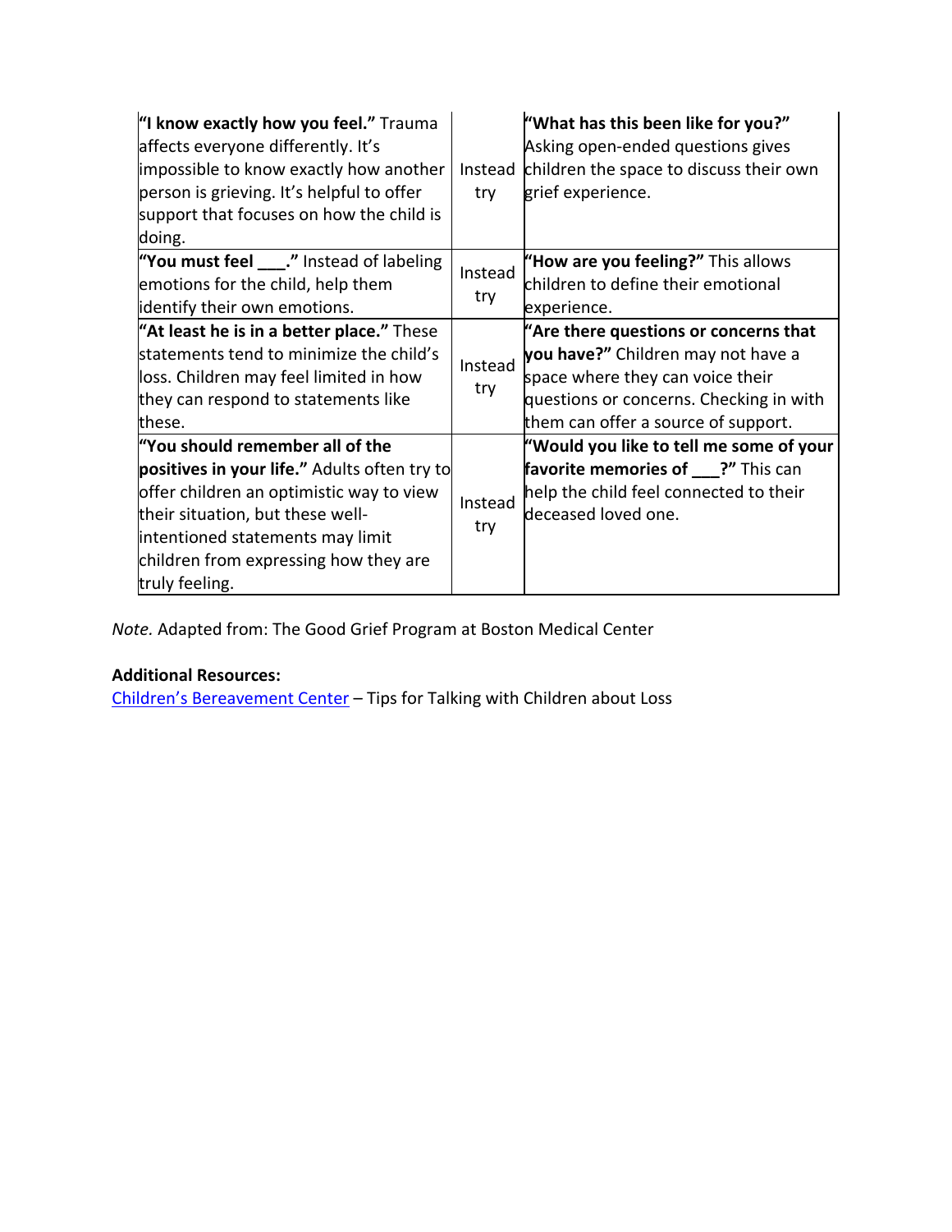| | | |
|---|---|---|
| **"I know exactly how you feel."** Trauma affects everyone differently. It's impossible to know exactly how another person is grieving. It's helpful to offer support that focuses on how the child is doing. | Instead try | **"What has this been like for you?"** Asking open-ended questions gives children the space to discuss their own grief experience. |
| **"You must feel ___."** Instead of labeling emotions for the child, help them identify their own emotions. | Instead try | **"How are you feeling?"** This allows children to define their emotional experience. |
| **"At least he is in a better place."** These statements tend to minimize the child's loss. Children may feel limited in how they can respond to statements like these. | Instead try | **"Are there questions or concerns that you have?"** Children may not have a space where they can voice their questions or concerns. Checking in with them can offer a source of support. |
| **"You should remember all of the positives in your life."** Adults often try to offer children an optimistic way to view their situation, but these well-intentioned statements may limit children from expressing how they are truly feeling. | Instead try | **"Would you like to tell me some of your favorite memories of ___?"** This can help the child feel connected to their deceased loved one. |

*Note.* Adapted from: The Good Grief Program at Boston Medical Center

**Additional Resources:**

Children's Bereavement Center – Tips for Talking with Children about Loss